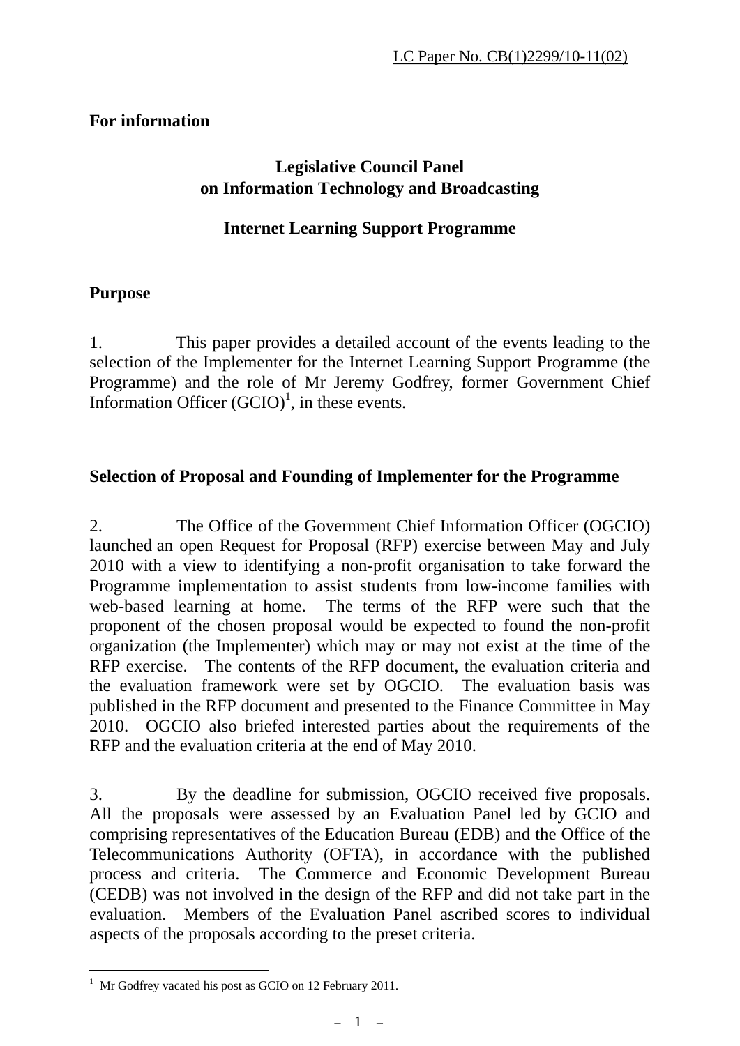LC Paper No. CB(1)2299/10-11(02)

**For information**

**Legislative Council Panel**
**on Information Technology and Broadcasting**

**Internet Learning Support Programme**

## Purpose

1. This paper provides a detailed account of the events leading to the selection of the Implementer for the Internet Learning Support Programme (the Programme) and the role of Mr Jeremy Godfrey, former Government Chief Information Officer (GCIO)[1], in these events.

## Selection of Proposal and Founding of Implementer for the Programme

2. The Office of the Government Chief Information Officer (OGCIO) launched an open Request for Proposal (RFP) exercise between May and July 2010 with a view to identifying a non-profit organisation to take forward the Programme implementation to assist students from low-income families with web-based learning at home. The terms of the RFP were such that the proponent of the chosen proposal would be expected to found the non-profit organization (the Implementer) which may or may not exist at the time of the RFP exercise. The contents of the RFP document, the evaluation criteria and the evaluation framework were set by OGCIO. The evaluation basis was published in the RFP document and presented to the Finance Committee in May 2010. OGCIO also briefed interested parties about the requirements of the RFP and the evaluation criteria at the end of May 2010.

3. By the deadline for submission, OGCIO received five proposals. All the proposals were assessed by an Evaluation Panel led by GCIO and comprising representatives of the Education Bureau (EDB) and the Office of the Telecommunications Authority (OFTA), in accordance with the published process and criteria. The Commerce and Economic Development Bureau (CEDB) was not involved in the design of the RFP and did not take part in the evaluation. Members of the Evaluation Panel ascribed scores to individual aspects of the proposals according to the preset criteria.

[1] Mr Godfrey vacated his post as GCIO on 12 February 2011.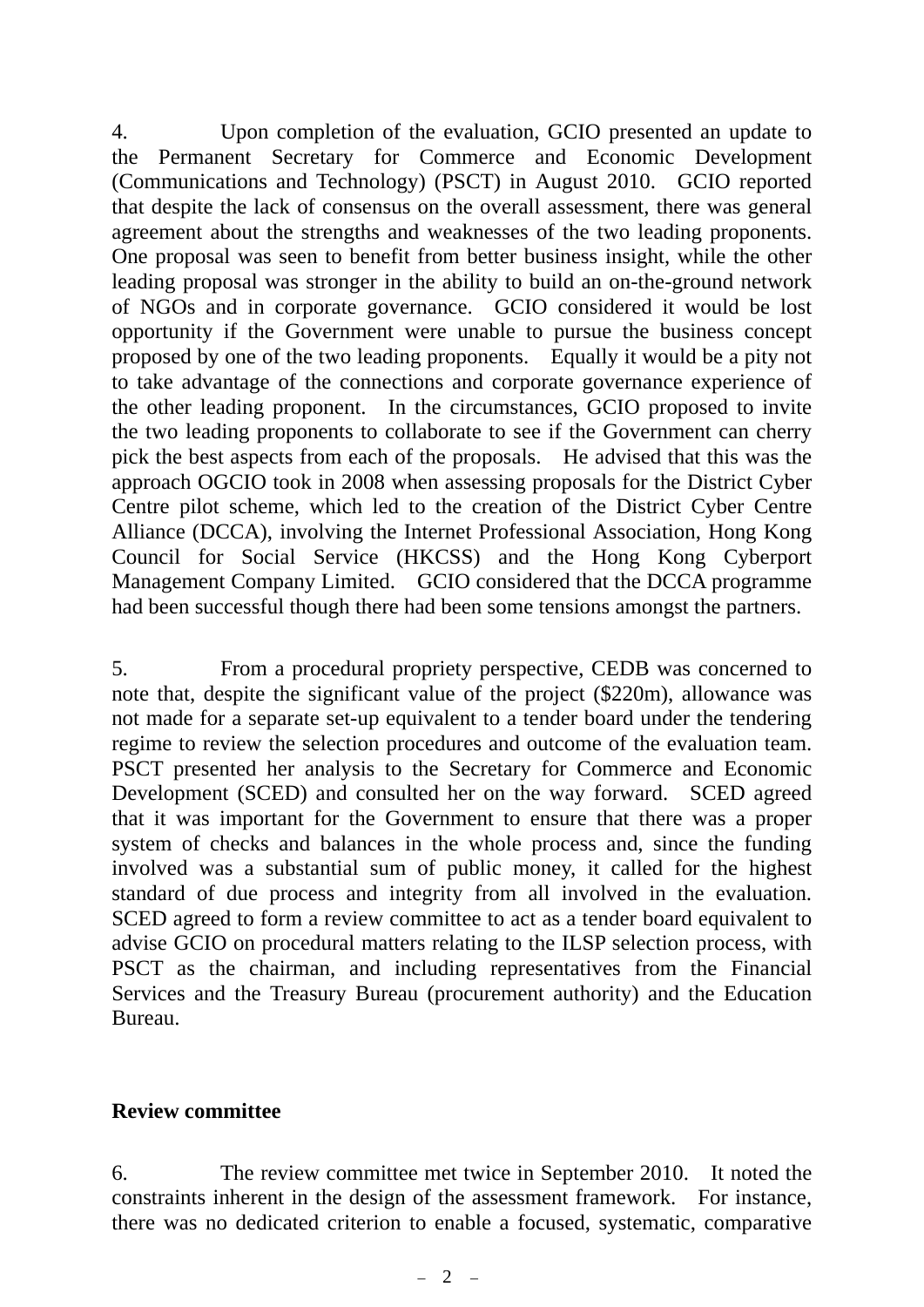4. Upon completion of the evaluation, GCIO presented an update to the Permanent Secretary for Commerce and Economic Development (Communications and Technology) (PSCT) in August 2010. GCIO reported that despite the lack of consensus on the overall assessment, there was general agreement about the strengths and weaknesses of the two leading proponents. One proposal was seen to benefit from better business insight, while the other leading proposal was stronger in the ability to build an on-the-ground network of NGOs and in corporate governance. GCIO considered it would be lost opportunity if the Government were unable to pursue the business concept proposed by one of the two leading proponents. Equally it would be a pity not to take advantage of the connections and corporate governance experience of the other leading proponent. In the circumstances, GCIO proposed to invite the two leading proponents to collaborate to see if the Government can cherry pick the best aspects from each of the proposals. He advised that this was the approach OGCIO took in 2008 when assessing proposals for the District Cyber Centre pilot scheme, which led to the creation of the District Cyber Centre Alliance (DCCA), involving the Internet Professional Association, Hong Kong Council for Social Service (HKCSS) and the Hong Kong Cyberport Management Company Limited. GCIO considered that the DCCA programme had been successful though there had been some tensions amongst the partners.

5. From a procedural propriety perspective, CEDB was concerned to note that, despite the significant value of the project ($220m), allowance was not made for a separate set-up equivalent to a tender board under the tendering regime to review the selection procedures and outcome of the evaluation team. PSCT presented her analysis to the Secretary for Commerce and Economic Development (SCED) and consulted her on the way forward. SCED agreed that it was important for the Government to ensure that there was a proper system of checks and balances in the whole process and, since the funding involved was a substantial sum of public money, it called for the highest standard of due process and integrity from all involved in the evaluation. SCED agreed to form a review committee to act as a tender board equivalent to advise GCIO on procedural matters relating to the ILSP selection process, with PSCT as the chairman, and including representatives from the Financial Services and the Treasury Bureau (procurement authority) and the Education Bureau.

**Review committee**

6. The review committee met twice in September 2010. It noted the constraints inherent in the design of the assessment framework. For instance, there was no dedicated criterion to enable a focused, systematic, comparative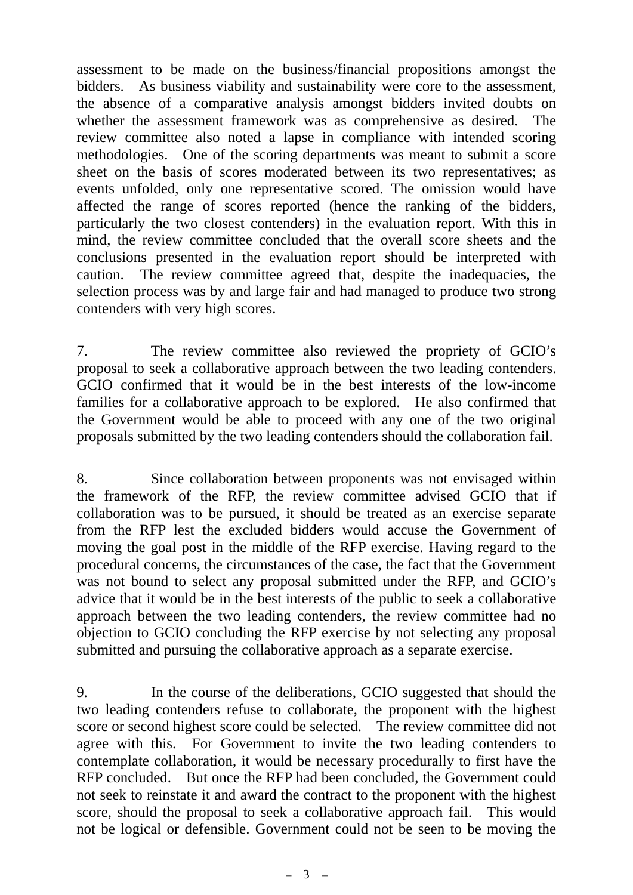assessment to be made on the business/financial propositions amongst the bidders. As business viability and sustainability were core to the assessment, the absence of a comparative analysis amongst bidders invited doubts on whether the assessment framework was as comprehensive as desired. The review committee also noted a lapse in compliance with intended scoring methodologies. One of the scoring departments was meant to submit a score sheet on the basis of scores moderated between its two representatives; as events unfolded, only one representative scored. The omission would have affected the range of scores reported (hence the ranking of the bidders, particularly the two closest contenders) in the evaluation report. With this in mind, the review committee concluded that the overall score sheets and the conclusions presented in the evaluation report should be interpreted with caution. The review committee agreed that, despite the inadequacies, the selection process was by and large fair and had managed to produce two strong contenders with very high scores.

7. The review committee also reviewed the propriety of GCIO's proposal to seek a collaborative approach between the two leading contenders. GCIO confirmed that it would be in the best interests of the low-income families for a collaborative approach to be explored. He also confirmed that the Government would be able to proceed with any one of the two original proposals submitted by the two leading contenders should the collaboration fail.

8. Since collaboration between proponents was not envisaged within the framework of the RFP, the review committee advised GCIO that if collaboration was to be pursued, it should be treated as an exercise separate from the RFP lest the excluded bidders would accuse the Government of moving the goal post in the middle of the RFP exercise. Having regard to the procedural concerns, the circumstances of the case, the fact that the Government was not bound to select any proposal submitted under the RFP, and GCIO's advice that it would be in the best interests of the public to seek a collaborative approach between the two leading contenders, the review committee had no objection to GCIO concluding the RFP exercise by not selecting any proposal submitted and pursuing the collaborative approach as a separate exercise.

9. In the course of the deliberations, GCIO suggested that should the two leading contenders refuse to collaborate, the proponent with the highest score or second highest score could be selected. The review committee did not agree with this. For Government to invite the two leading contenders to contemplate collaboration, it would be necessary procedurally to first have the RFP concluded. But once the RFP had been concluded, the Government could not seek to reinstate it and award the contract to the proponent with the highest score, should the proposal to seek a collaborative approach fail. This would not be logical or defensible. Government could not be seen to be moving the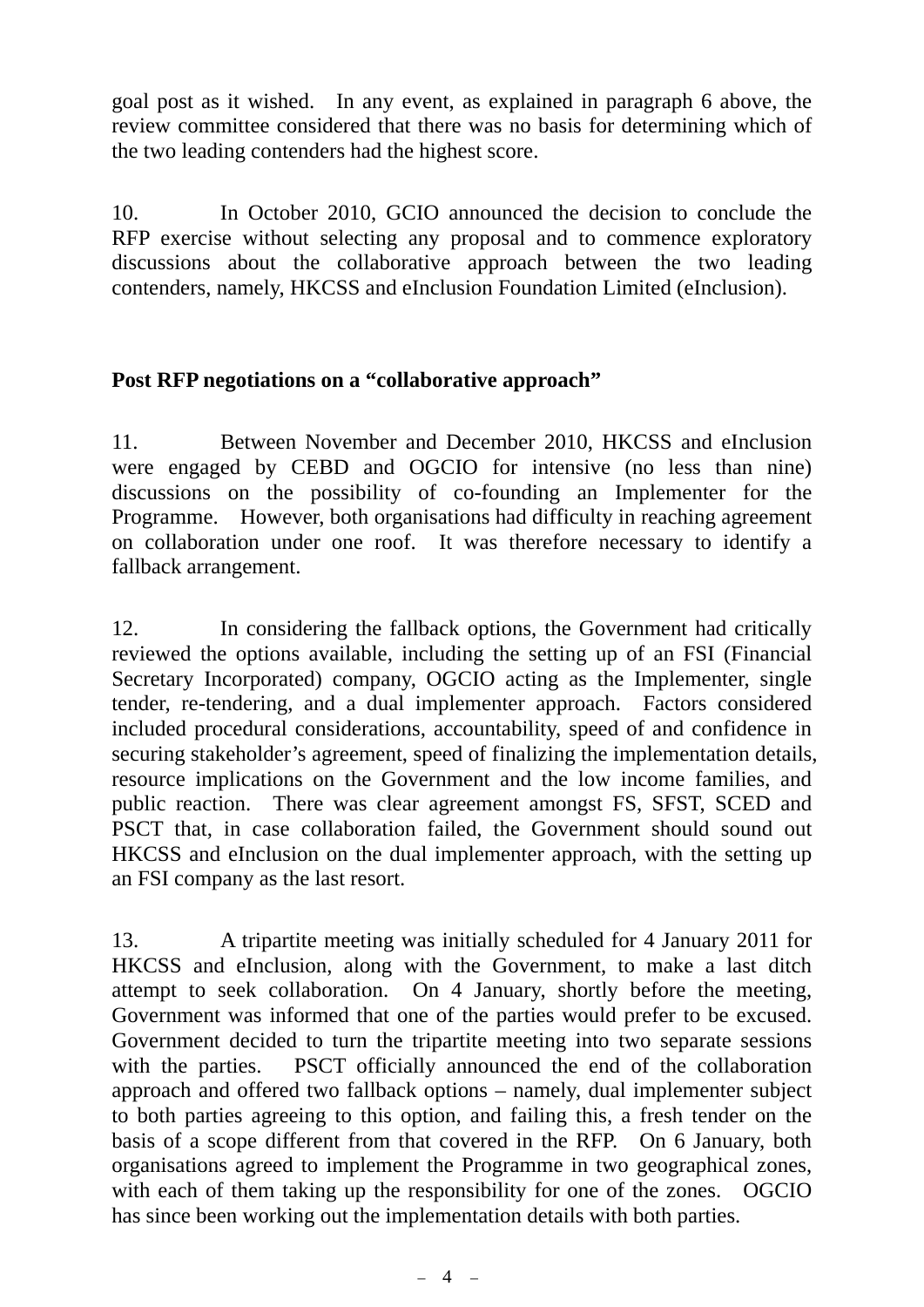goal post as it wished. In any event, as explained in paragraph 6 above, the review committee considered that there was no basis for determining which of the two leading contenders had the highest score.

10. In October 2010, GCIO announced the decision to conclude the RFP exercise without selecting any proposal and to commence exploratory discussions about the collaborative approach between the two leading contenders, namely, HKCSS and eInclusion Foundation Limited (eInclusion).

**Post RFP negotiations on a "collaborative approach"**

11. Between November and December 2010, HKCSS and eInclusion were engaged by CEBD and OGCIO for intensive (no less than nine) discussions on the possibility of co-founding an Implementer for the Programme. However, both organisations had difficulty in reaching agreement on collaboration under one roof. It was therefore necessary to identify a fallback arrangement.

12. In considering the fallback options, the Government had critically reviewed the options available, including the setting up of an FSI (Financial Secretary Incorporated) company, OGCIO acting as the Implementer, single tender, re-tendering, and a dual implementer approach. Factors considered included procedural considerations, accountability, speed of and confidence in securing stakeholder's agreement, speed of finalizing the implementation details, resource implications on the Government and the low income families, and public reaction. There was clear agreement amongst FS, SFST, SCED and PSCT that, in case collaboration failed, the Government should sound out HKCSS and eInclusion on the dual implementer approach, with the setting up an FSI company as the last resort.

13. A tripartite meeting was initially scheduled for 4 January 2011 for HKCSS and eInclusion, along with the Government, to make a last ditch attempt to seek collaboration. On 4 January, shortly before the meeting, Government was informed that one of the parties would prefer to be excused. Government decided to turn the tripartite meeting into two separate sessions with the parties. PSCT officially announced the end of the collaboration approach and offered two fallback options – namely, dual implementer subject to both parties agreeing to this option, and failing this, a fresh tender on the basis of a scope different from that covered in the RFP. On 6 January, both organisations agreed to implement the Programme in two geographical zones, with each of them taking up the responsibility for one of the zones. OGCIO has since been working out the implementation details with both parties.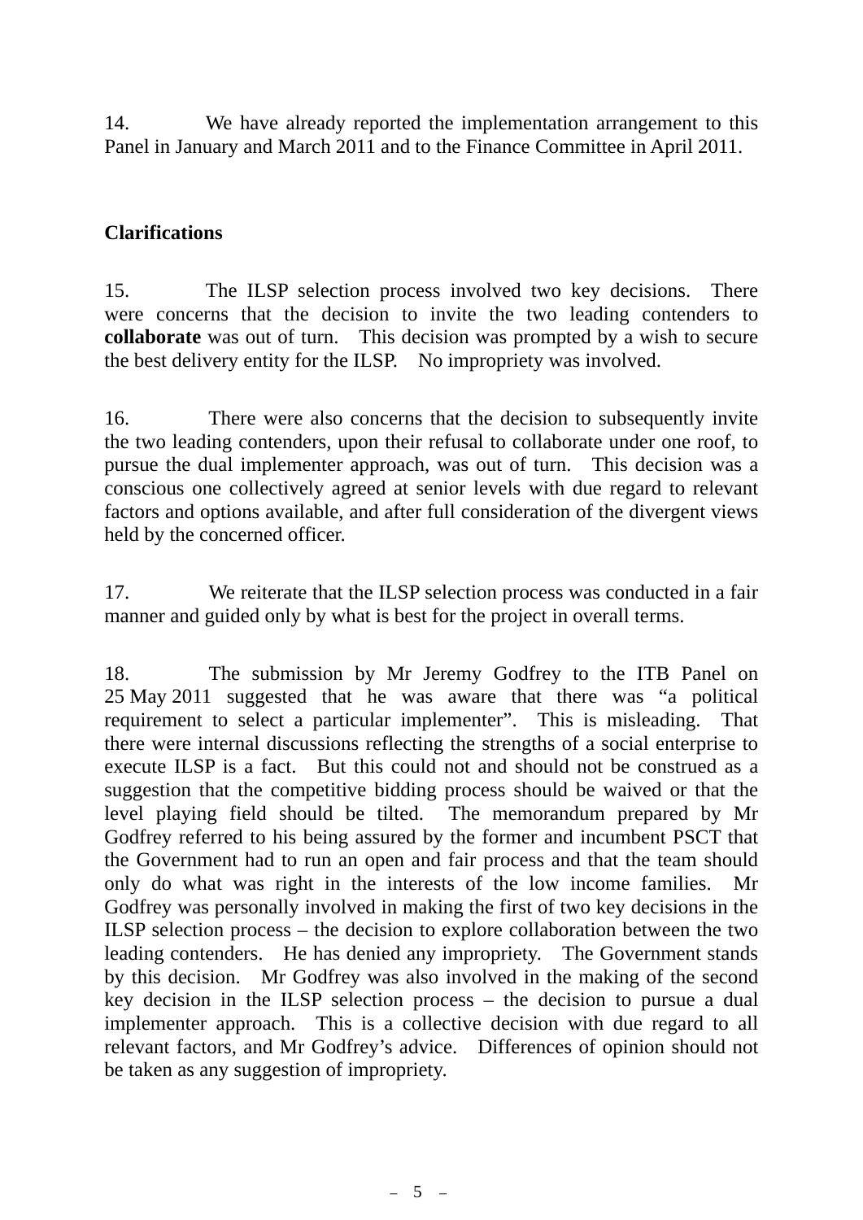14. We have already reported the implementation arrangement to this Panel in January and March 2011 and to the Finance Committee in April 2011.

**Clarifications**

15. The ILSP selection process involved two key decisions. There were concerns that the decision to invite the two leading contenders to **collaborate** was out of turn. This decision was prompted by a wish to secure the best delivery entity for the ILSP. No impropriety was involved.

16. There were also concerns that the decision to subsequently invite the two leading contenders, upon their refusal to collaborate under one roof, to pursue the dual implementer approach, was out of turn. This decision was a conscious one collectively agreed at senior levels with due regard to relevant factors and options available, and after full consideration of the divergent views held by the concerned officer.

17. We reiterate that the ILSP selection process was conducted in a fair manner and guided only by what is best for the project in overall terms.

18. The submission by Mr Jeremy Godfrey to the ITB Panel on 25 May 2011 suggested that he was aware that there was "a political requirement to select a particular implementer". This is misleading. That there were internal discussions reflecting the strengths of a social enterprise to execute ILSP is a fact. But this could not and should not be construed as a suggestion that the competitive bidding process should be waived or that the level playing field should be tilted. The memorandum prepared by Mr Godfrey referred to his being assured by the former and incumbent PSCT that the Government had to run an open and fair process and that the team should only do what was right in the interests of the low income families. Mr Godfrey was personally involved in making the first of two key decisions in the ILSP selection process – the decision to explore collaboration between the two leading contenders. He has denied any impropriety. The Government stands by this decision. Mr Godfrey was also involved in the making of the second key decision in the ILSP selection process – the decision to pursue a dual implementer approach. This is a collective decision with due regard to all relevant factors, and Mr Godfrey's advice. Differences of opinion should not be taken as any suggestion of impropriety.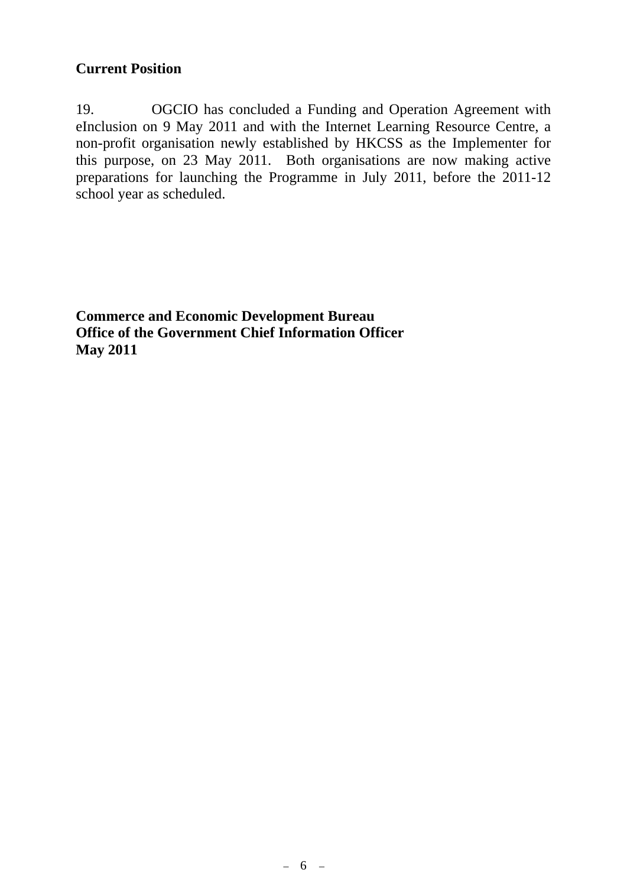**Current Position**

19. OGCIO has concluded a Funding and Operation Agreement with eInclusion on 9 May 2011 and with the Internet Learning Resource Centre, a non-profit organisation newly established by HKCSS as the Implementer for this purpose, on 23 May 2011. Both organisations are now making active preparations for launching the Programme in July 2011, before the 2011-12 school year as scheduled.

**Commerce and Economic Development Bureau**
**Office of the Government Chief Information Officer**
**May 2011**